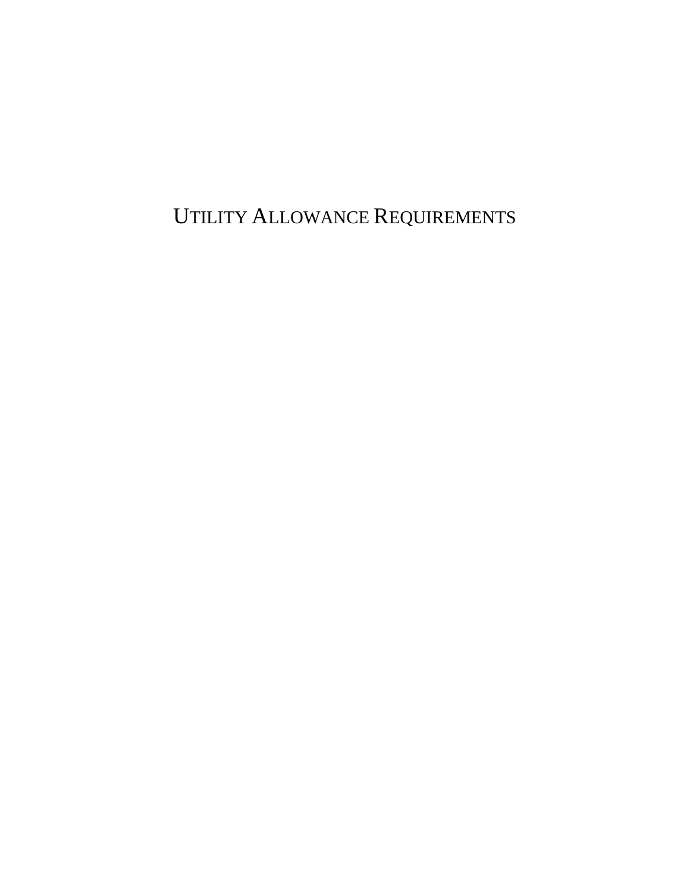# Utility Allowance Requirements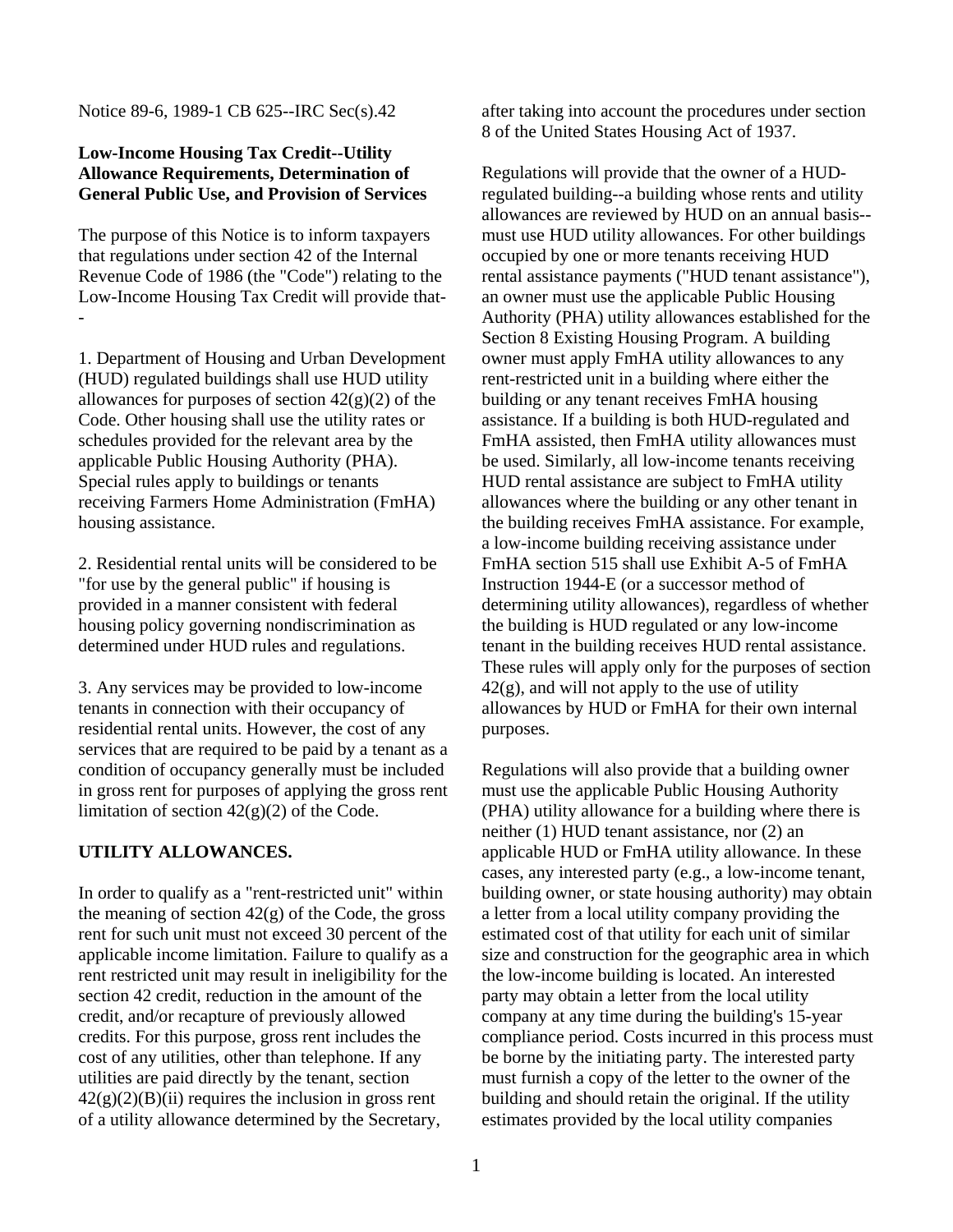Notice 89-6, 1989-1 CB 625--IRC Sec(s).42

**Low-Income Housing Tax Credit--Utility Allowance Requirements, Determination of General Public Use, and Provision of Services**

The purpose of this Notice is to inform taxpayers that regulations under section 42 of the Internal Revenue Code of 1986 (the "Code") relating to the Low-Income Housing Tax Credit will provide that--

1. Department of Housing and Urban Development (HUD) regulated buildings shall use HUD utility allowances for purposes of section 42(g)(2) of the Code. Other housing shall use the utility rates or schedules provided for the relevant area by the applicable Public Housing Authority (PHA). Special rules apply to buildings or tenants receiving Farmers Home Administration (FmHA) housing assistance.

2. Residential rental units will be considered to be "for use by the general public" if housing is provided in a manner consistent with federal housing policy governing nondiscrimination as determined under HUD rules and regulations.

3. Any services may be provided to low-income tenants in connection with their occupancy of residential rental units. However, the cost of any services that are required to be paid by a tenant as a condition of occupancy generally must be included in gross rent for purposes of applying the gross rent limitation of section 42(g)(2) of the Code.

**UTILITY ALLOWANCES.**

In order to qualify as a "rent-restricted unit" within the meaning of section 42(g) of the Code, the gross rent for such unit must not exceed 30 percent of the applicable income limitation. Failure to qualify as a rent restricted unit may result in ineligibility for the section 42 credit, reduction in the amount of the credit, and/or recapture of previously allowed credits. For this purpose, gross rent includes the cost of any utilities, other than telephone. If any utilities are paid directly by the tenant, section 42(g)(2)(B)(ii) requires the inclusion in gross rent of a utility allowance determined by the Secretary, after taking into account the procedures under section 8 of the United States Housing Act of 1937.

Regulations will provide that the owner of a HUD-regulated building--a building whose rents and utility allowances are reviewed by HUD on an annual basis--must use HUD utility allowances. For other buildings occupied by one or more tenants receiving HUD rental assistance payments ("HUD tenant assistance"), an owner must use the applicable Public Housing Authority (PHA) utility allowances established for the Section 8 Existing Housing Program. A building owner must apply FmHA utility allowances to any rent-restricted unit in a building where either the building or any tenant receives FmHA housing assistance. If a building is both HUD-regulated and FmHA assisted, then FmHA utility allowances must be used. Similarly, all low-income tenants receiving HUD rental assistance are subject to FmHA utility allowances where the building or any other tenant in the building receives FmHA assistance. For example, a low-income building receiving assistance under FmHA section 515 shall use Exhibit A-5 of FmHA Instruction 1944-E (or a successor method of determining utility allowances), regardless of whether the building is HUD regulated or any low-income tenant in the building receives HUD rental assistance. These rules will apply only for the purposes of section 42(g), and will not apply to the use of utility allowances by HUD or FmHA for their own internal purposes.

Regulations will also provide that a building owner must use the applicable Public Housing Authority (PHA) utility allowance for a building where there is neither (1) HUD tenant assistance, nor (2) an applicable HUD or FmHA utility allowance. In these cases, any interested party (e.g., a low-income tenant, building owner, or state housing authority) may obtain a letter from a local utility company providing the estimated cost of that utility for each unit of similar size and construction for the geographic area in which the low-income building is located. An interested party may obtain a letter from the local utility company at any time during the building's 15-year compliance period. Costs incurred in this process must be borne by the initiating party. The interested party must furnish a copy of the letter to the owner of the building and should retain the original. If the utility estimates provided by the local utility companies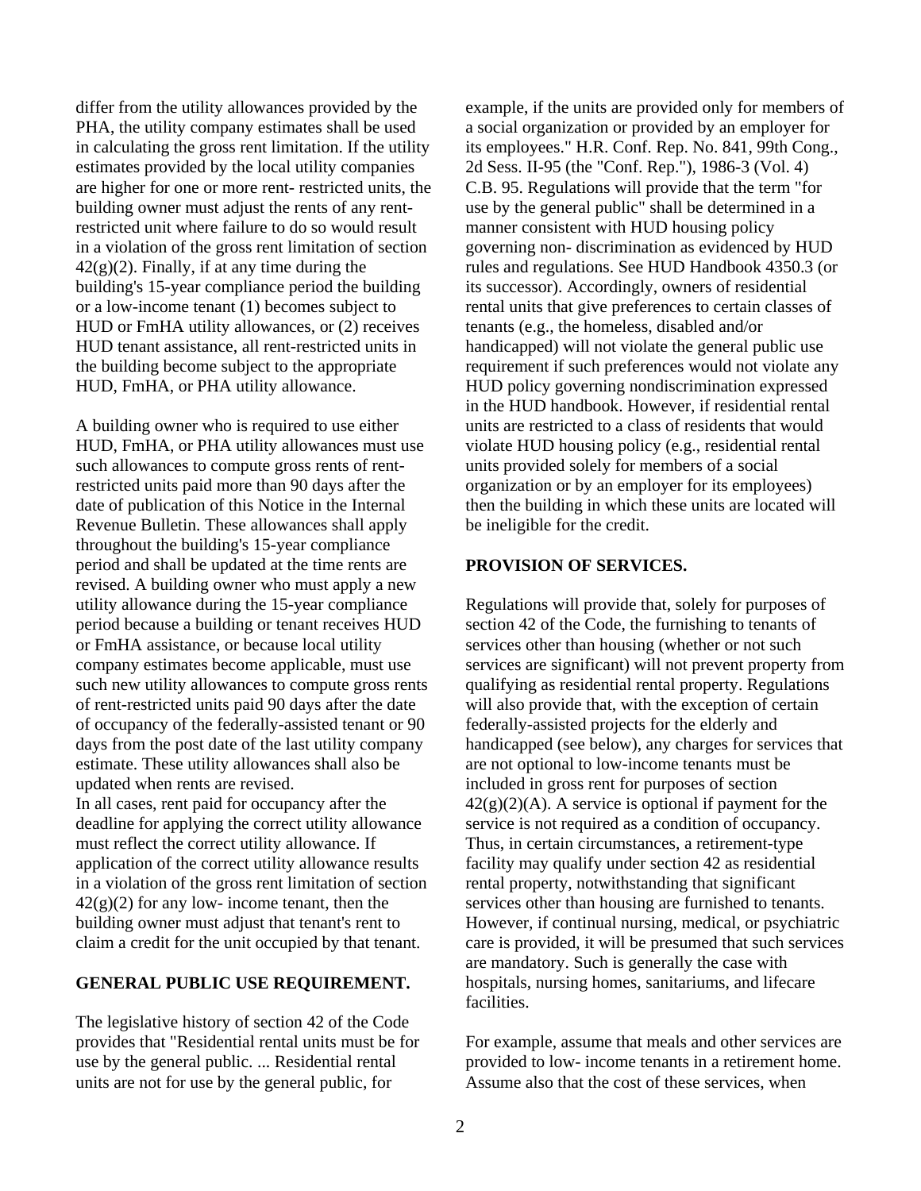differ from the utility allowances provided by the PHA, the utility company estimates shall be used in calculating the gross rent limitation. If the utility estimates provided by the local utility companies are higher for one or more rent- restricted units, the building owner must adjust the rents of any rent-restricted unit where failure to do so would result in a violation of the gross rent limitation of section 42(g)(2). Finally, if at any time during the building's 15-year compliance period the building or a low-income tenant (1) becomes subject to HUD or FmHA utility allowances, or (2) receives HUD tenant assistance, all rent-restricted units in the building become subject to the appropriate HUD, FmHA, or PHA utility allowance.

A building owner who is required to use either HUD, FmHA, or PHA utility allowances must use such allowances to compute gross rents of rent-restricted units paid more than 90 days after the date of publication of this Notice in the Internal Revenue Bulletin. These allowances shall apply throughout the building's 15-year compliance period and shall be updated at the time rents are revised. A building owner who must apply a new utility allowance during the 15-year compliance period because a building or tenant receives HUD or FmHA assistance, or because local utility company estimates become applicable, must use such new utility allowances to compute gross rents of rent-restricted units paid 90 days after the date of occupancy of the federally-assisted tenant or 90 days from the post date of the last utility company estimate. These utility allowances shall also be updated when rents are revised.
In all cases, rent paid for occupancy after the deadline for applying the correct utility allowance must reflect the correct utility allowance. If application of the correct utility allowance results in a violation of the gross rent limitation of section 42(g)(2) for any low- income tenant, then the building owner must adjust that tenant's rent to claim a credit for the unit occupied by that tenant.

**GENERAL PUBLIC USE REQUIREMENT.**

The legislative history of section 42 of the Code provides that "Residential rental units must be for use by the general public. ... Residential rental units are not for use by the general public, for example, if the units are provided only for members of a social organization or provided by an employer for its employees." H.R. Conf. Rep. No. 841, 99th Cong., 2d Sess. II-95 (the "Conf. Rep."), 1986-3 (Vol. 4) C.B. 95. Regulations will provide that the term "for use by the general public" shall be determined in a manner consistent with HUD housing policy governing non- discrimination as evidenced by HUD rules and regulations. See HUD Handbook 4350.3 (or its successor). Accordingly, owners of residential rental units that give preferences to certain classes of tenants (e.g., the homeless, disabled and/or handicapped) will not violate the general public use requirement if such preferences would not violate any HUD policy governing nondiscrimination expressed in the HUD handbook. However, if residential rental units are restricted to a class of residents that would violate HUD housing policy (e.g., residential rental units provided solely for members of a social organization or by an employer for its employees) then the building in which these units are located will be ineligible for the credit.

**PROVISION OF SERVICES.**

Regulations will provide that, solely for purposes of section 42 of the Code, the furnishing to tenants of services other than housing (whether or not such services are significant) will not prevent property from qualifying as residential rental property. Regulations will also provide that, with the exception of certain federally-assisted projects for the elderly and handicapped (see below), any charges for services that are not optional to low-income tenants must be included in gross rent for purposes of section 42(g)(2)(A). A service is optional if payment for the service is not required as a condition of occupancy. Thus, in certain circumstances, a retirement-type facility may qualify under section 42 as residential rental property, notwithstanding that significant services other than housing are furnished to tenants. However, if continual nursing, medical, or psychiatric care is provided, it will be presumed that such services are mandatory. Such is generally the case with hospitals, nursing homes, sanitariums, and lifecare facilities.

For example, assume that meals and other services are provided to low- income tenants in a retirement home. Assume also that the cost of these services, when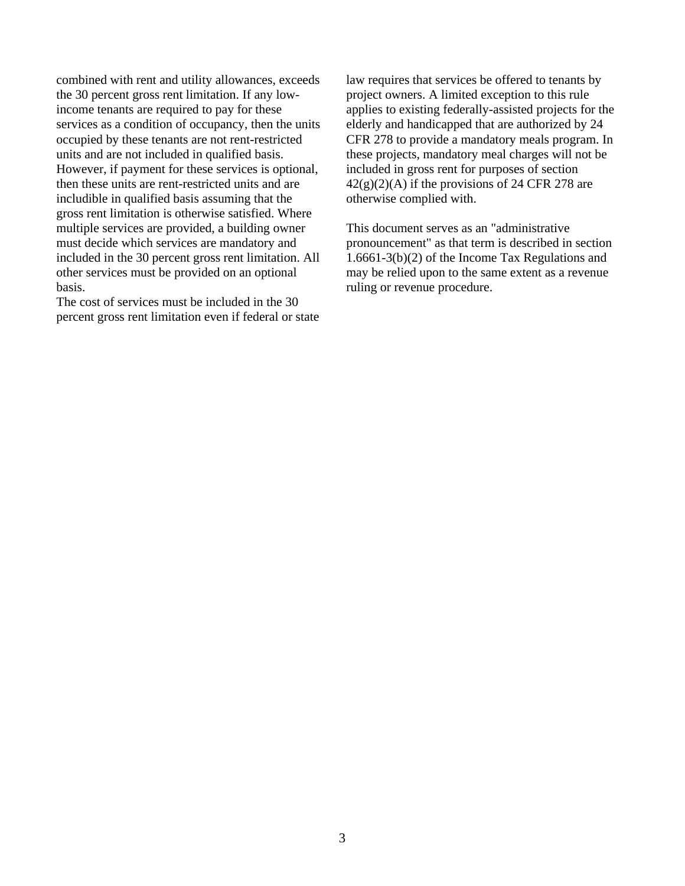combined with rent and utility allowances, exceeds the 30 percent gross rent limitation. If any low-income tenants are required to pay for these services as a condition of occupancy, then the units occupied by these tenants are not rent-restricted units and are not included in qualified basis. However, if payment for these services is optional, then these units are rent-restricted units and are includible in qualified basis assuming that the gross rent limitation is otherwise satisfied. Where multiple services are provided, a building owner must decide which services are mandatory and included in the 30 percent gross rent limitation. All other services must be provided on an optional basis.

The cost of services must be included in the 30 percent gross rent limitation even if federal or state law requires that services be offered to tenants by project owners. A limited exception to this rule applies to existing federally-assisted projects for the elderly and handicapped that are authorized by 24 CFR 278 to provide a mandatory meals program. In these projects, mandatory meal charges will not be included in gross rent for purposes of section 42(g)(2)(A) if the provisions of 24 CFR 278 are otherwise complied with.

This document serves as an "administrative pronouncement" as that term is described in section 1.6661-3(b)(2) of the Income Tax Regulations and may be relied upon to the same extent as a revenue ruling or revenue procedure.